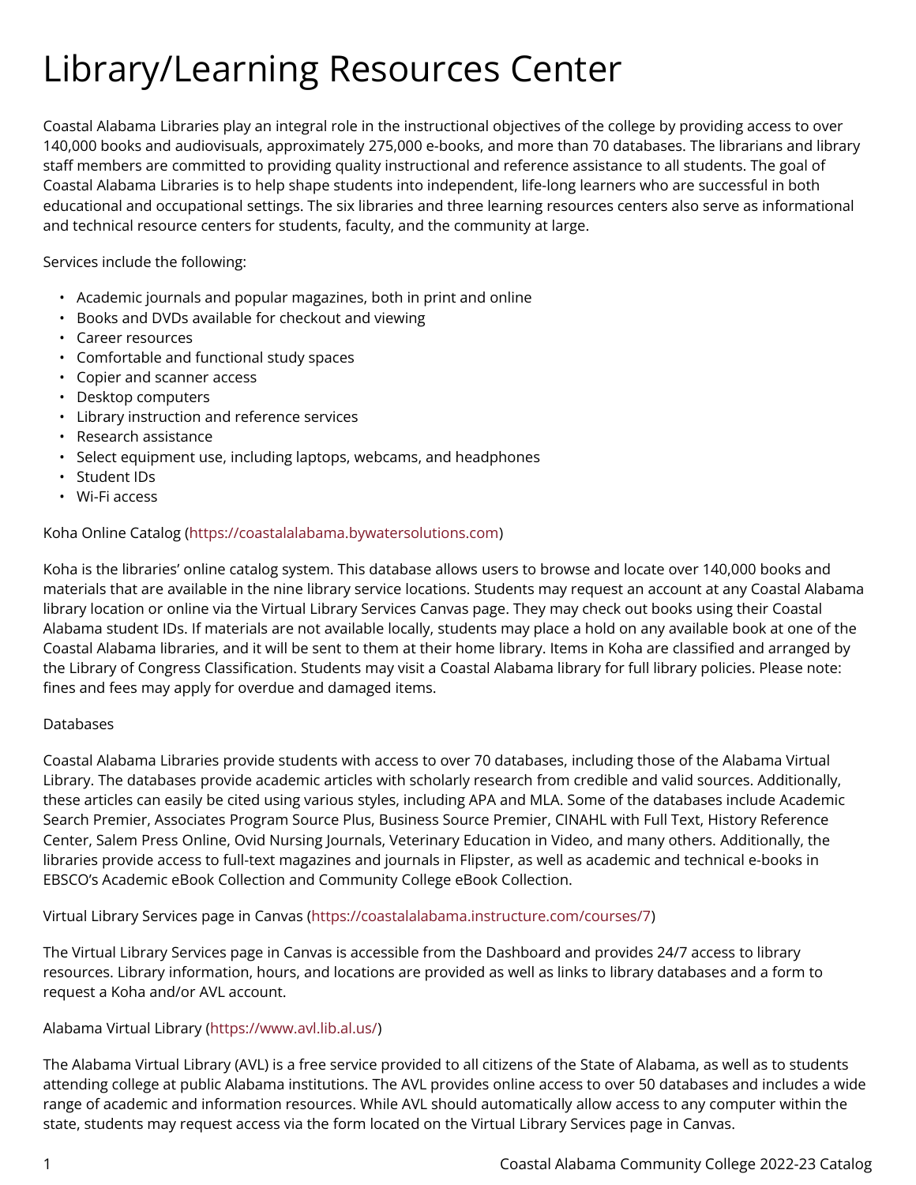# Library/Learning Resources Center

Coastal Alabama Libraries play an integral role in the instructional objectives of the college by providing access to over 140,000 books and audiovisuals, approximately 275,000 e-books, and more than 70 databases. The librarians and library staff members are committed to providing quality instructional and reference assistance to all students. The goal of Coastal Alabama Libraries is to help shape students into independent, life-long learners who are successful in both educational and occupational settings. The six libraries and three learning resources centers also serve as informational and technical resource centers for students, faculty, and the community at large.

Services include the following:

- Academic journals and popular magazines, both in print and online
- Books and DVDs available for checkout and viewing
- Career resources
- Comfortable and functional study spaces
- Copier and scanner access
- Desktop computers
- Library instruction and reference services
- Research assistance
- Select equipment use, including laptops, webcams, and headphones
- Student IDs
- Wi-Fi access

Koha Online Catalog (https://coastalalabama.bywatersolutions.com)

Koha is the libraries' online catalog system. This database allows users to browse and locate over 140,000 books and materials that are available in the nine library service locations. Students may request an account at any Coastal Alabama library location or online via the Virtual Library Services Canvas page. They may check out books using their Coastal Alabama student IDs. If materials are not available locally, students may place a hold on any available book at one of the Coastal Alabama libraries, and it will be sent to them at their home library. Items in Koha are classified and arranged by the Library of Congress Classification. Students may visit a Coastal Alabama library for full library policies. Please note: fines and fees may apply for overdue and damaged items.

Databases

Coastal Alabama Libraries provide students with access to over 70 databases, including those of the Alabama Virtual Library. The databases provide academic articles with scholarly research from credible and valid sources. Additionally, these articles can easily be cited using various styles, including APA and MLA. Some of the databases include Academic Search Premier, Associates Program Source Plus, Business Source Premier, CINAHL with Full Text, History Reference Center, Salem Press Online, Ovid Nursing Journals, Veterinary Education in Video, and many others. Additionally, the libraries provide access to full-text magazines and journals in Flipster, as well as academic and technical e-books in EBSCO's Academic eBook Collection and Community College eBook Collection.

Virtual Library Services page in Canvas (https://coastalalabama.instructure.com/courses/7)

The Virtual Library Services page in Canvas is accessible from the Dashboard and provides 24/7 access to library resources. Library information, hours, and locations are provided as well as links to library databases and a form to request a Koha and/or AVL account.

Alabama Virtual Library (https://www.avl.lib.al.us/)

The Alabama Virtual Library (AVL) is a free service provided to all citizens of the State of Alabama, as well as to students attending college at public Alabama institutions. The AVL provides online access to over 50 databases and includes a wide range of academic and information resources. While AVL should automatically allow access to any computer within the state, students may request access via the form located on the Virtual Library Services page in Canvas.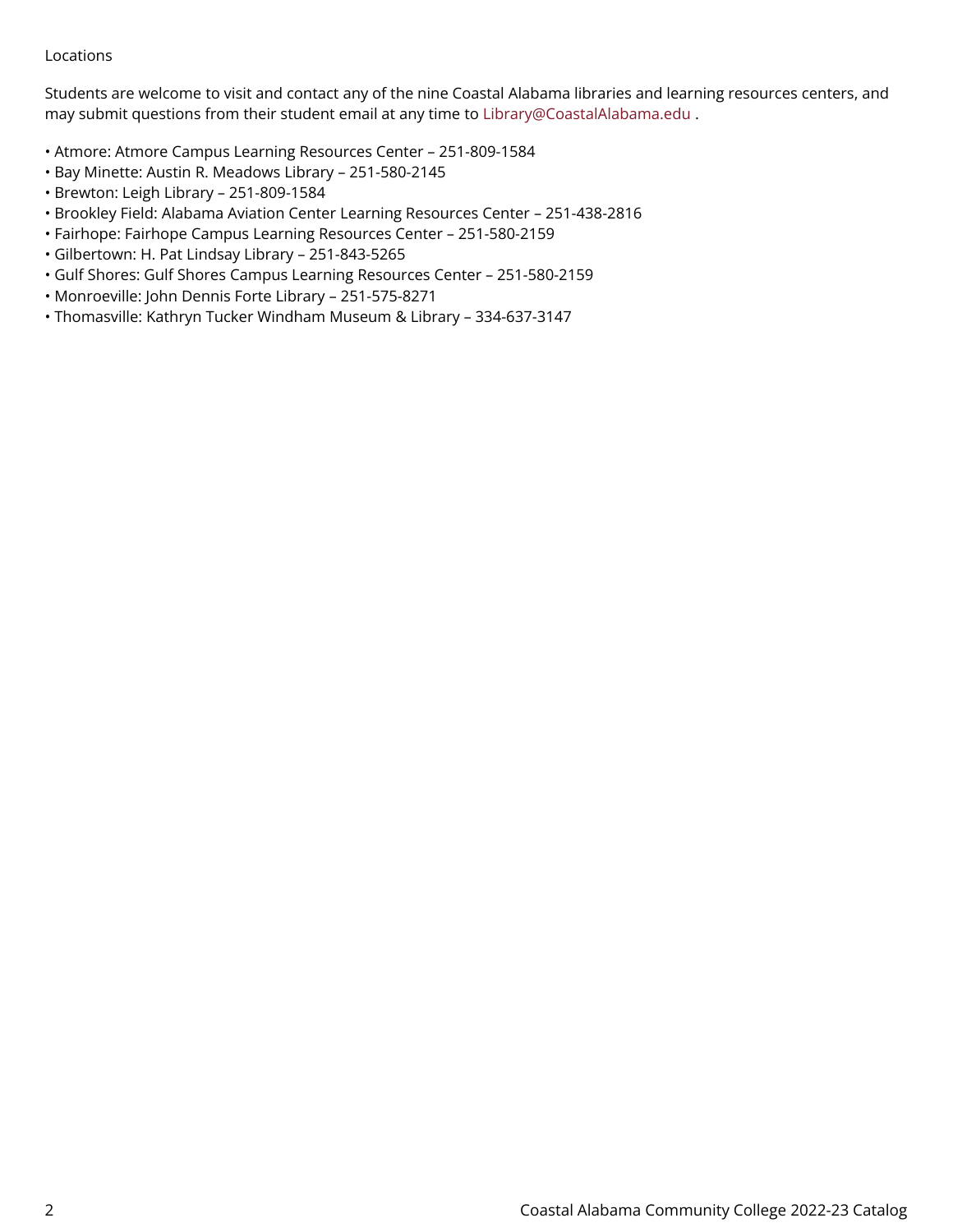Locations

Students are welcome to visit and contact any of the nine Coastal Alabama libraries and learning resources centers, and may submit questions from their student email at any time to Library@CoastalAlabama.edu .

- Atmore: Atmore Campus Learning Resources Center – 251-809-1584
- Bay Minette: Austin R. Meadows Library – 251-580-2145
- Brewton: Leigh Library – 251-809-1584
- Brookley Field: Alabama Aviation Center Learning Resources Center – 251-438-2816
- Fairhope: Fairhope Campus Learning Resources Center – 251-580-2159
- Gilbertown: H. Pat Lindsay Library – 251-843-5265
- Gulf Shores: Gulf Shores Campus Learning Resources Center – 251-580-2159
- Monroeville: John Dennis Forte Library – 251-575-8271
- Thomasville: Kathryn Tucker Windham Museum & Library – 334-637-3147